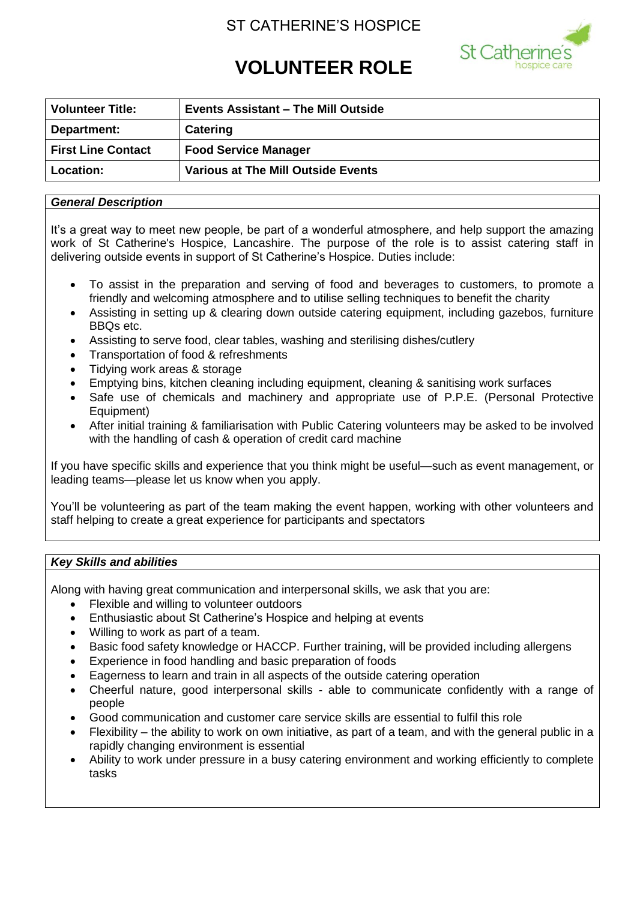ST CATHERINE'S HOSPICE

# VOLUNTEER ROLE

| **Volunteer Title:** | **Events Assistant – The Mill Outside** |
|---|---|
| **Department:** | **Catering** |
| **First Line Contact** | **Food Service Manager** |
| **Location:** | **Various at The Mill Outside Events** |

***General Description***

It's a great way to meet new people, be part of a wonderful atmosphere, and help support the amazing work of St Catherine's Hospice, Lancashire. The purpose of the role is to assist catering staff in delivering outside events in support of St Catherine's Hospice. Duties include:

- To assist in the preparation and serving of food and beverages to customers, to promote a friendly and welcoming atmosphere and to utilise selling techniques to benefit the charity
- Assisting in setting up & clearing down outside catering equipment, including gazebos, furniture BBQs etc.
- Assisting to serve food, clear tables, washing and sterilising dishes/cutlery
- Transportation of food & refreshments
- Tidying work areas & storage
- Emptying bins, kitchen cleaning including equipment, cleaning & sanitising work surfaces
- Safe use of chemicals and machinery and appropriate use of P.P.E. (Personal Protective Equipment)
- After initial training & familiarisation with Public Catering volunteers may be asked to be involved with the handling of cash & operation of credit card machine

If you have specific skills and experience that you think might be useful—such as event management, or leading teams—please let us know when you apply.

You'll be volunteering as part of the team making the event happen, working with other volunteers and staff helping to create a great experience for participants and spectators

***Key Skills and abilities***

Along with having great communication and interpersonal skills, we ask that you are:

- Flexible and willing to volunteer outdoors
- Enthusiastic about St Catherine's Hospice and helping at events
- Willing to work as part of a team.
- Basic food safety knowledge or HACCP. Further training, will be provided including allergens
- Experience in food handling and basic preparation of foods
- Eagerness to learn and train in all aspects of the outside catering operation
- Cheerful nature, good interpersonal skills - able to communicate confidently with a range of people
- Good communication and customer care service skills are essential to fulfil this role
- Flexibility – the ability to work on own initiative, as part of a team, and with the general public in a rapidly changing environment is essential
- Ability to work under pressure in a busy catering environment and working efficiently to complete tasks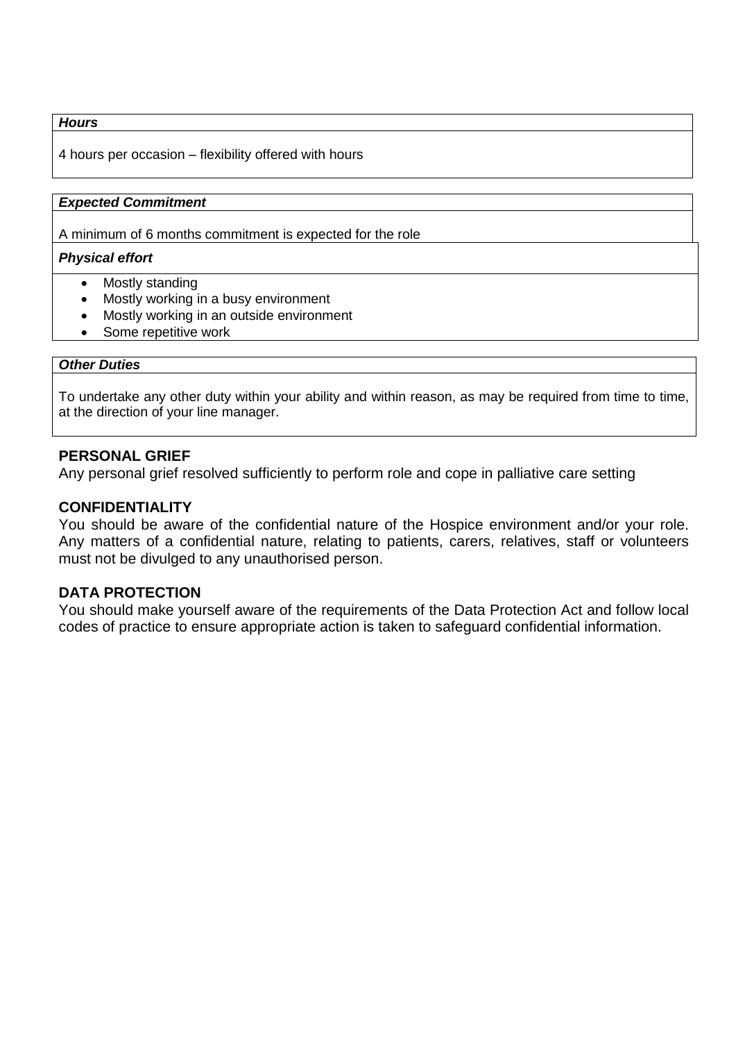***Hours***

4 hours per occasion – flexibility offered with hours

***Expected Commitment***

A minimum of 6 months commitment is expected for the role

***Physical effort***

- Mostly standing
- Mostly working in a busy environment
- Mostly working in an outside environment
- Some repetitive work

***Other Duties***

To undertake any other duty within your ability and within reason, as may be required from time to time, at the direction of your line manager.

## PERSONAL GRIEF

Any personal grief resolved sufficiently to perform role and cope in palliative care setting

## CONFIDENTIALITY

You should be aware of the confidential nature of the Hospice environment and/or your role. Any matters of a confidential nature, relating to patients, carers, relatives, staff or volunteers must not be divulged to any unauthorised person.

## DATA PROTECTION

You should make yourself aware of the requirements of the Data Protection Act and follow local codes of practice to ensure appropriate action is taken to safeguard confidential information.